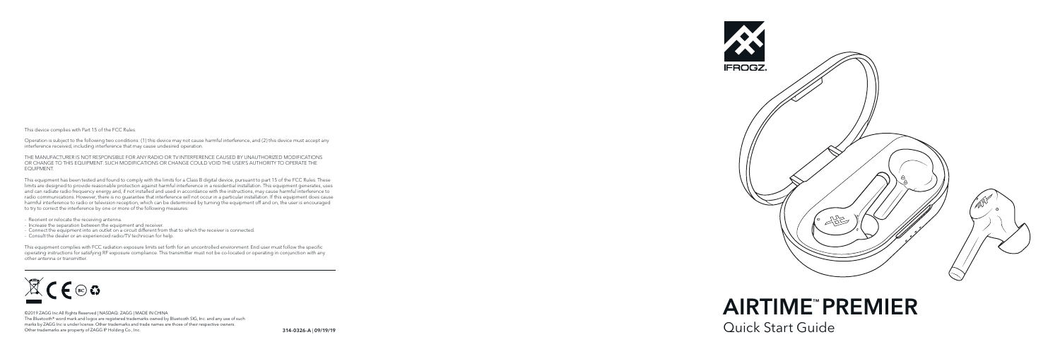This device complies with Part 15 of the FCC Rules.

Operation is subject to the following two conditions: (1) this device may not cause harmful interference, and (2) this device must accept any interference received, including interference that may cause undesired operation.

THE MANUFACTURER IS NOT RESPONSIBLE FOR ANY RADIO OR TV INTERFERENCE CAUSED BY UNAUTHORIZED MODIFICATIONS OR CHANGE TO THIS EQUIPMENT. SUCH MODIFICATIONS OR CHANGE COULD VOID THE USER'S AUTHORITY TO OPERATE THE EQUIPMENT.

This equipment has been tested and found to comply with the limits for a Class B digital device, pursuant to part 15 of the FCC Rules. These limits are designed to provide reasonable protection against harmful interference in a residential installation. This equipment generates, uses and can radiate radio frequency energy and, if not installed and used in accordance with the instructions, may cause harmful interference to radio communications. However, there is no guarantee that interference will not occur in a particular installation. If this equipment does cause harmful interference to radio or television reception, which can be determined by turning the equipment off and on, the user is encouraged to try to correct the interference by one or more of the following measures:

- Reorient or relocate the receiving antenna.
- Increase the separation between the equipment and receiver.
- Connect the equipment into an outlet on a circuit different from that to which the receiver is connected.
- Consult the dealer or an experienced radio/TV technician for help.

This equipment complies with FCC radiation exposure limits set forth for an uncontrolled environment. End user must follow the specific operating instructions for satisfying RF exposure compliance. This transmitter must not be co-located or operating in conjunction with any other antenna or transmitter.

©2019 ZAGG Inc All Rights Reserved | NASDAQ: ZAGG | MADE IN CHINA
The Bluetooth® word mark and logos are registered trademarks owned by Bluetooth SIG, Inc. and any use of such marks by ZAGG Inc is under license. Other trademarks and trade names are those of their respective owners.
Other trademarks are property of ZAGG IP Holding Co., Inc.

314-0326-A | 09/19/19

IFROGZ

# AIRTIME™ PREMIER

## Quick Start Guide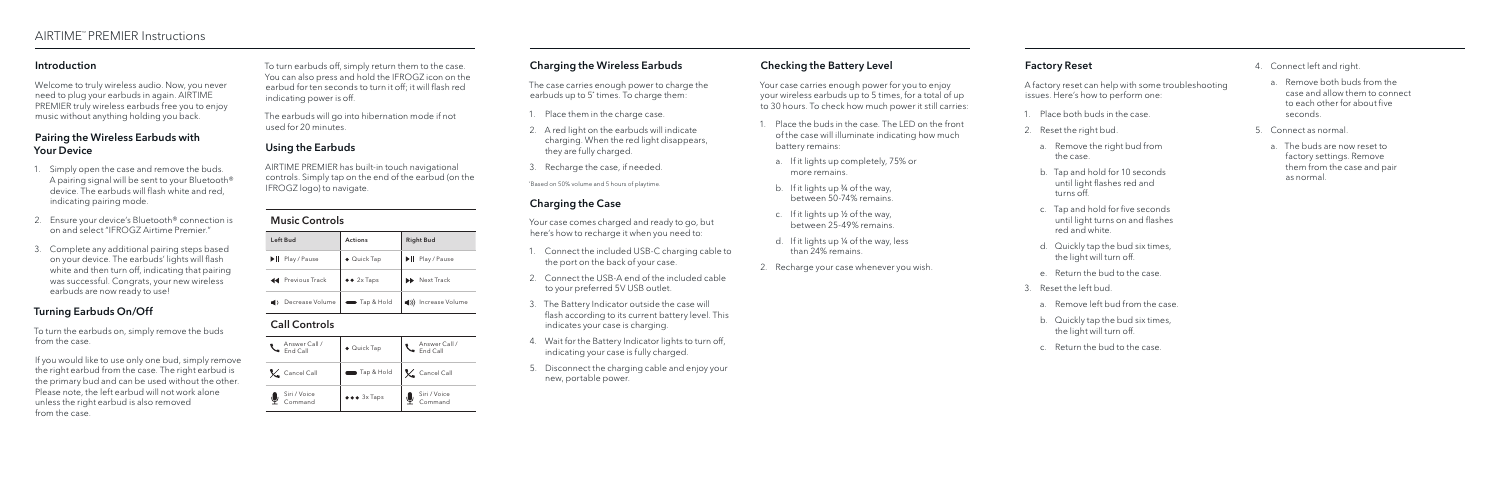# AIRTIME® PREMIER Instructions

## Introduction

Welcome to truly wireless audio. Now, you never need to plug your earbuds in again. AIRTIME PREMIER truly wireless earbuds free you to enjoy music without anything holding you back.

## Pairing the Wireless Earbuds with Your Device

1. Simply open the case and remove the buds. A pairing signal will be sent to your Bluetooth® device. The earbuds will flash white and red, indicating pairing mode.
2. Ensure your device's Bluetooth® connection is on and select "IFROGZ Airtime Premier."
3. Complete any additional pairing steps based on your device. The earbuds' lights will flash white and then turn off, indicating that pairing was successful. Congrats, your new wireless earbuds are now ready to use!

## Turning Earbuds On/Off

To turn the earbuds on, simply remove the buds from the case.

If you would like to use only one bud, simply remove the right earbud from the case. The right earbud is the primary bud and can be used without the other. Please note, the left earbud will not work alone unless the right earbud is also removed from the case.

To turn earbuds off, simply return them to the case. You can also press and hold the IFROGZ icon on the earbud for ten seconds to turn it off; it will flash red indicating power is off.

The earbuds will go into hibernation mode if not used for 20 minutes.

## Using the Earbuds

AIRTIME PREMIER has built-in touch navigational controls. Simply tap on the end of the earbud (on the IFROGZ logo) to navigate.

### Music Controls

| Left Bud | Actions | Right Bud |
|---|---|---|
| Play / Pause | Quick Tap | Play / Pause |
| Previous Track | 2x Taps | Next Track |
| Decrease Volume | Tap & Hold | Increase Volume |

### Call Controls

| | | |
|---|---|---|
| Answer Call / End Call | Quick Tap | Answer Call / End Call |
| Cancel Call | Tap & Hold | Cancel Call |
| Siri / Voice Command | 3x Taps | Siri / Voice Command |

## Charging the Wireless Earbuds

The case carries enough power to charge the earbuds up to 5* times. To charge them:

1. Place them in the charge case.
2. A red light on the earbuds will indicate charging. When the red light disappears, they are fully charged.
3. Recharge the case, if needed.

*Based on 50% volume and 5 hours of playtime.

## Charging the Case

Your case comes charged and ready to go, but here's how to recharge it when you need to:

1. Connect the included USB-C charging cable to the port on the back of your case.
2. Connect the USB-A end of the included cable to your preferred 5V USB outlet.
3. The Battery Indicator outside the case will flash according to its current battery level. This indicates your case is charging.
4. Wait for the Battery Indicator lights to turn off, indicating your case is fully charged.
5. Disconnect the charging cable and enjoy your new, portable power.

## Checking the Battery Level

Your case carries enough power for you to enjoy your wireless earbuds up to 5 times, for a total of up to 30 hours. To check how much power it still carries:

1. Place the buds in the case. The LED on the front of the case will illuminate indicating how much battery remains:
   a. If it lights up completely, 75% or more remains.
   b. If it lights up ¾ of the way, between 50-74% remains.
   c. If it lights up ½ of the way, between 25-49% remains.
   d. If it lights up ¼ of the way, less than 24% remains.
2. Recharge your case whenever you wish.

## Factory Reset

A factory reset can help with some troubleshooting issues. Here's how to perform one:

1. Place both buds in the case.
2. Reset the right bud.
   a. Remove the right bud from the case.
   b. Tap and hold for 10 seconds until light flashes red and turns off.
   c. Tap and hold for five seconds until light turns on and flashes red and white.
   d. Quickly tap the bud six times, the light will turn off.
   e. Return the bud to the case.
3. Reset the left bud.
   a. Remove left bud from the case.
   b. Quickly tap the bud six times, the light will turn off.
   c. Return the bud to the case.
4. Connect left and right.
   a. Remove both buds from the case and allow them to connect to each other for about five seconds.
5. Connect as normal.
   a. The buds are now reset to factory settings. Remove them from the case and pair as normal.